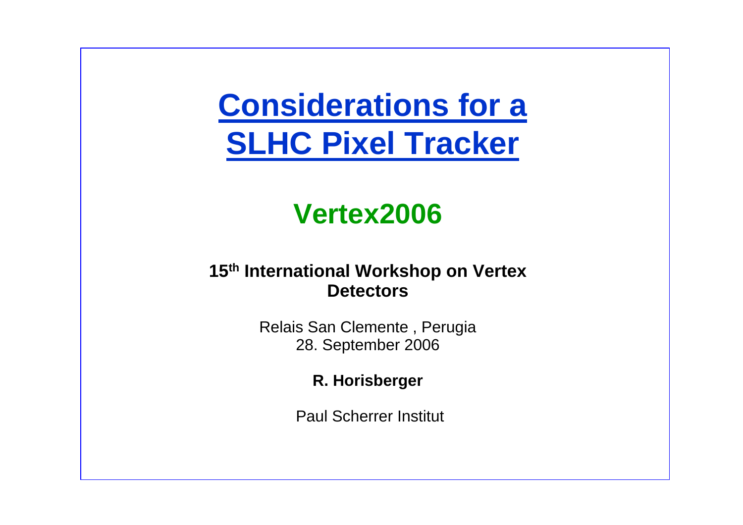# Considerations for a SLHC Pixel Tracker

## Vertex2006

**15th International Workshop on Vertex Detectors**

Relais San Clemente , Perugia
28. September 2006

**R. Horisberger**

Paul Scherrer Institut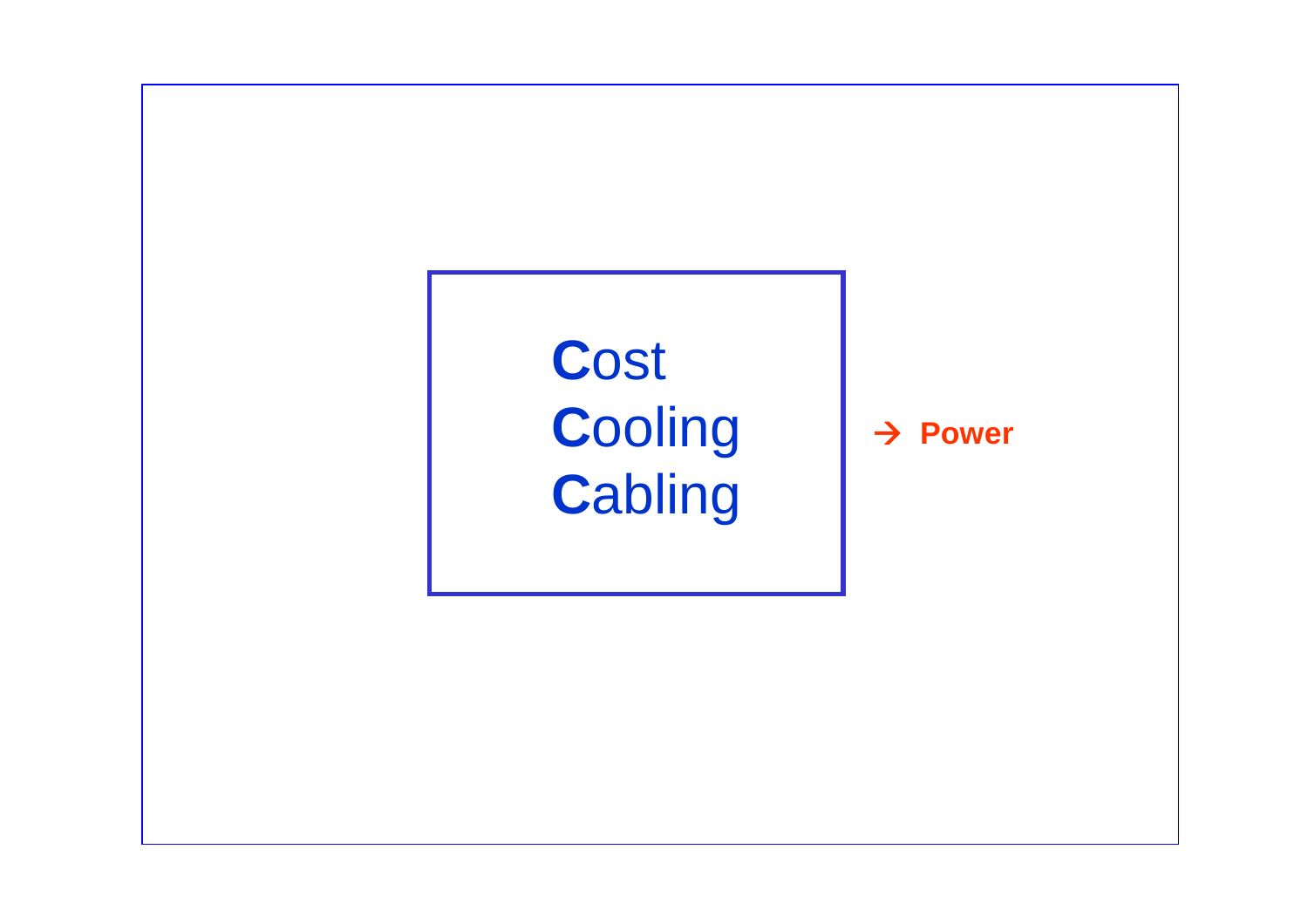**C**ost
**C**ooling
**C**abling

→ **Power**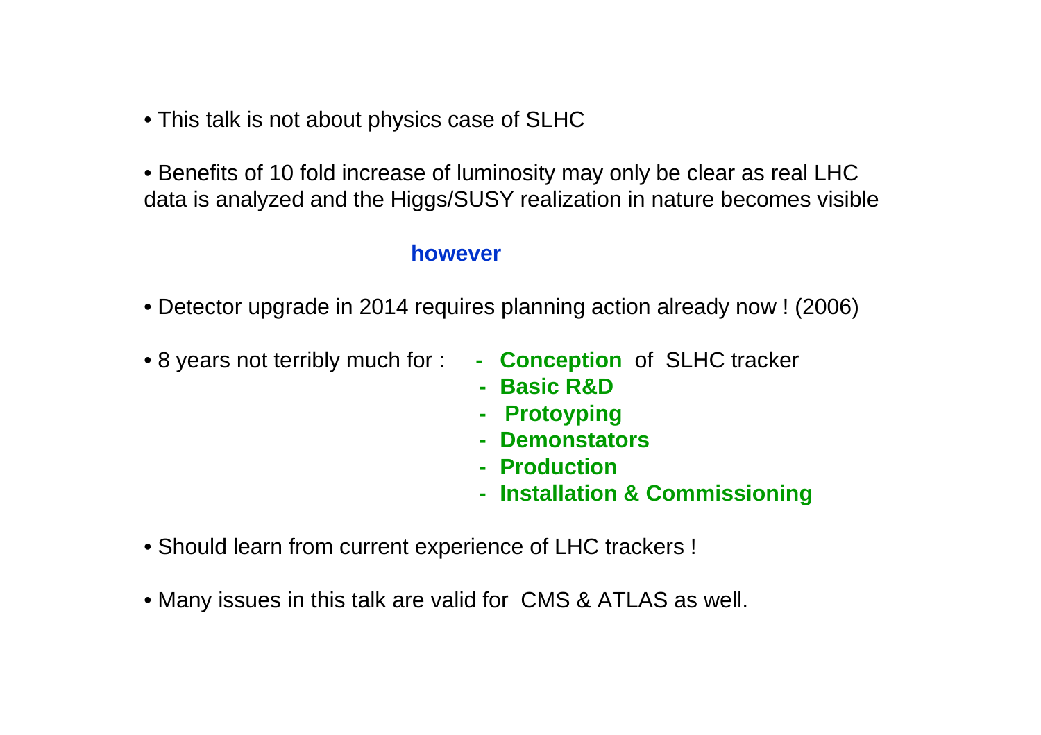- This talk is not about physics case of SLHC

- Benefits of 10 fold increase of luminosity may only be clear as real LHC data is analyzed and the Higgs/SUSY realization in nature becomes visible

**however**

- Detector upgrade in 2014 requires planning action already now ! (2006)

- 8 years not terribly much for :
  - **Conception** of SLHC tracker
  - **Basic R&D**
  - **Protoyping**
  - **Demonstators**
  - **Production**
  - **Installation & Commissioning**

- Should learn from current experience of LHC trackers !

- Many issues in this talk are valid for CMS & ATLAS as well.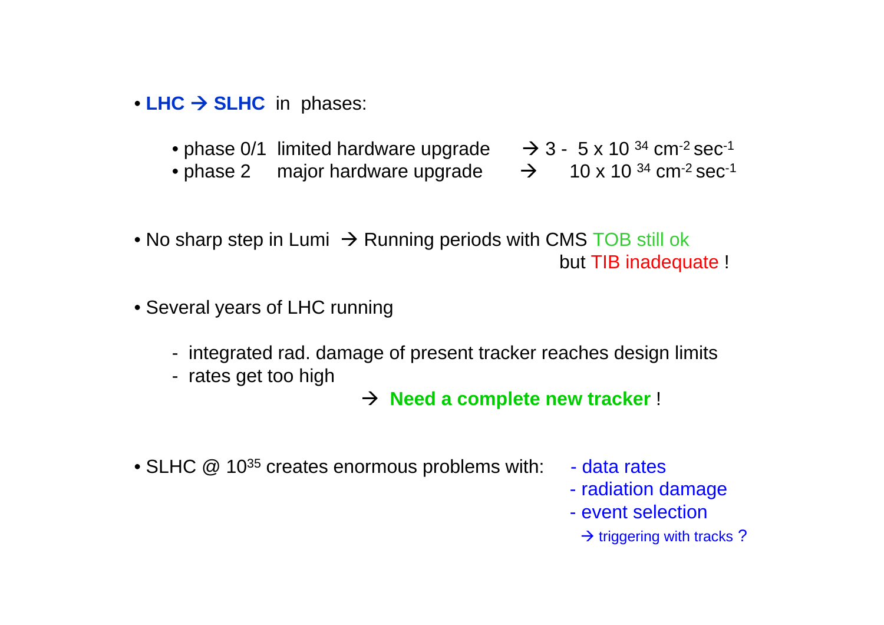- **LHC → SLHC** in phases:
  - phase 0/1 limited hardware upgrade → 3 - 5 x $10^{34}$ $cm^{-2}$ $sec^{-1}$
  - phase 2 major hardware upgrade → 10 x $10^{34}$ $cm^{-2}$ $sec^{-1}$

- No sharp step in Lumi → Running periods with CMS TOB still ok but TIB inadequate !

- Several years of LHC running
  - integrated rad. damage of present tracker reaches design limits
  - rates get too high

  → **Need a complete new tracker** !

- SLHC @ $10^{35}$ creates enormous problems with:
  - data rates
  - radiation damage
  - event selection

    → triggering with tracks ?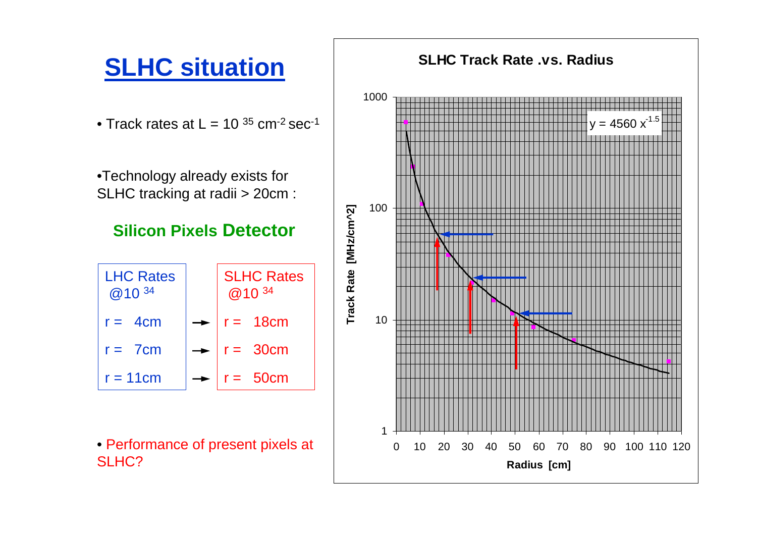# SLHC situation

- Track rates at $L = 10^{35}$ $cm^{-2}$ $sec^{-1}$

- Technology already exists for SLHC tracking at radii > 20cm :

**Silicon Pixels Detector**

| LHC Rates @$10^{34}$ | | SLHC Rates @$10^{34}$ |
|---|---|---|
| r = 4cm | → | r = 18cm |
| r = 7cm | → | r = 30cm |
| r = 11cm | → | r = 50cm |

- Performance of present pixels at SLHC?

**SLHC Track Rate .vs. Radius**

$y = 4560\, x^{-1.5}$

Track Rate [MHz/cm^2]

Radius [cm]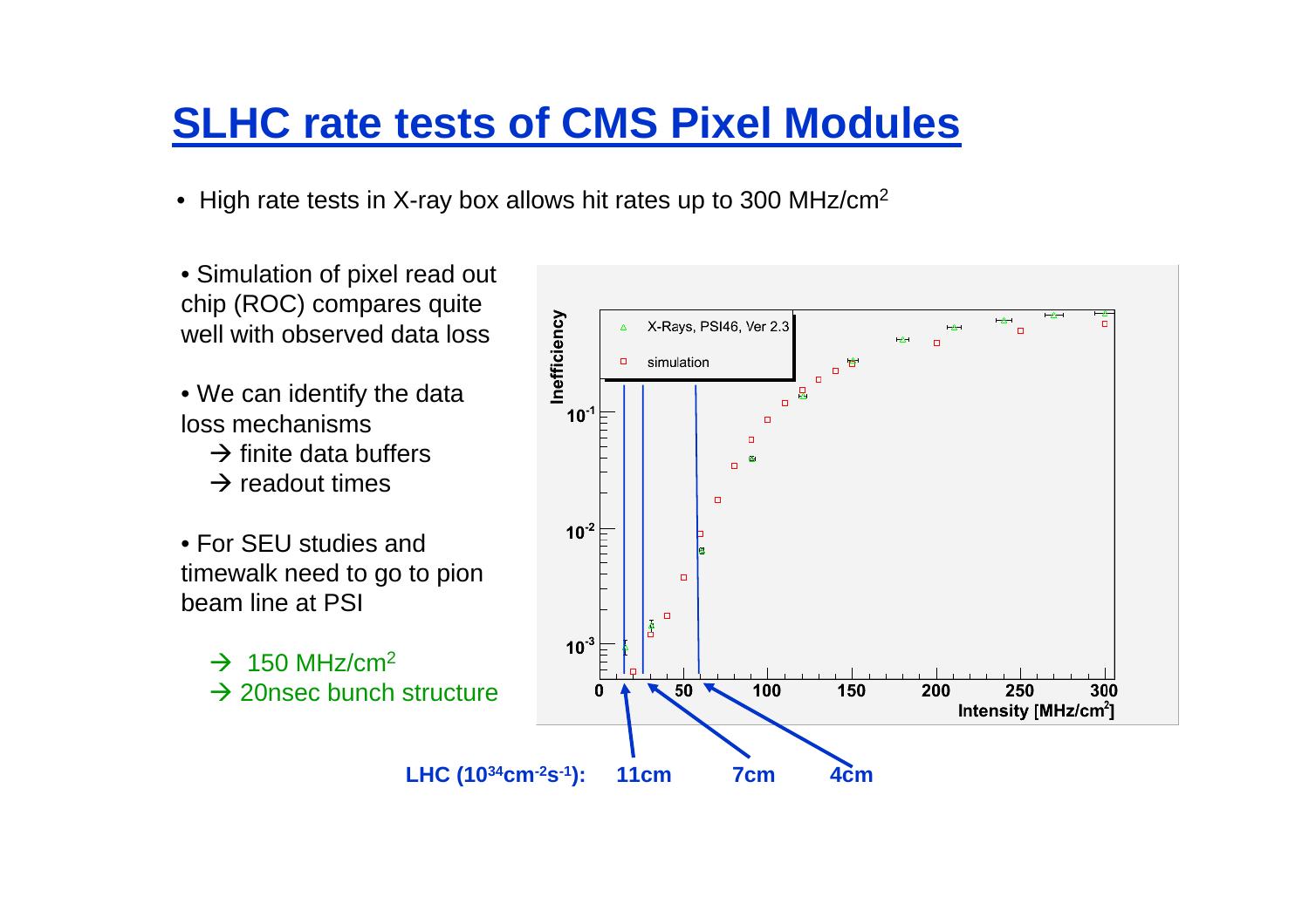# SLHC rate tests of CMS Pixel Modules

- High rate tests in X-ray box allows hit rates up to 300 MHz/cm$^2$

- Simulation of pixel read out chip (ROC) compares quite well with observed data loss

- We can identify the data loss mechanisms
  - → finite data buffers
  - → readout times

- For SEU studies and timewalk need to go to pion beam line at PSI
  - → 150 MHz/cm$^2$
  - → 20nsec bunch structure

LHC ($10^{34}$cm$^{-2}$s$^{-1}$): 11cm 7cm 4cm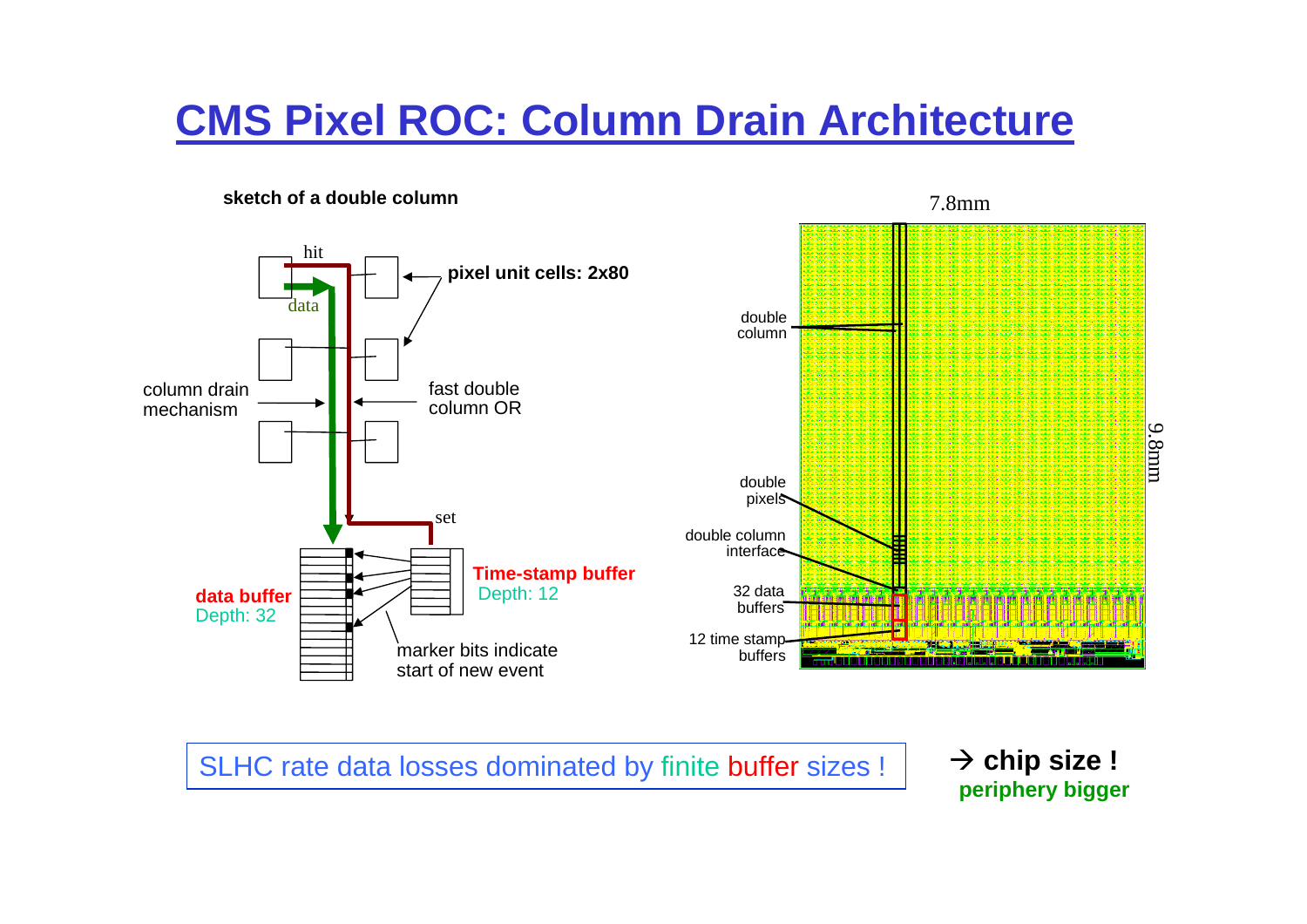# CMS Pixel ROC: Column Drain Architecture

**sketch of a double column**

hit

data

**pixel unit cells: 2x80**

column drain mechanism

fast double column OR

set

**data buffer**
Depth: 32

**Time-stamp buffer**
Depth: 12

marker bits indicate start of new event

7.8mm

9.8mm

double column

double pixels

double column interface

32 data buffers

12 time stamp buffers

SLHC rate data losses dominated by finite buffer sizes !

→ **chip size !**
**periphery bigger**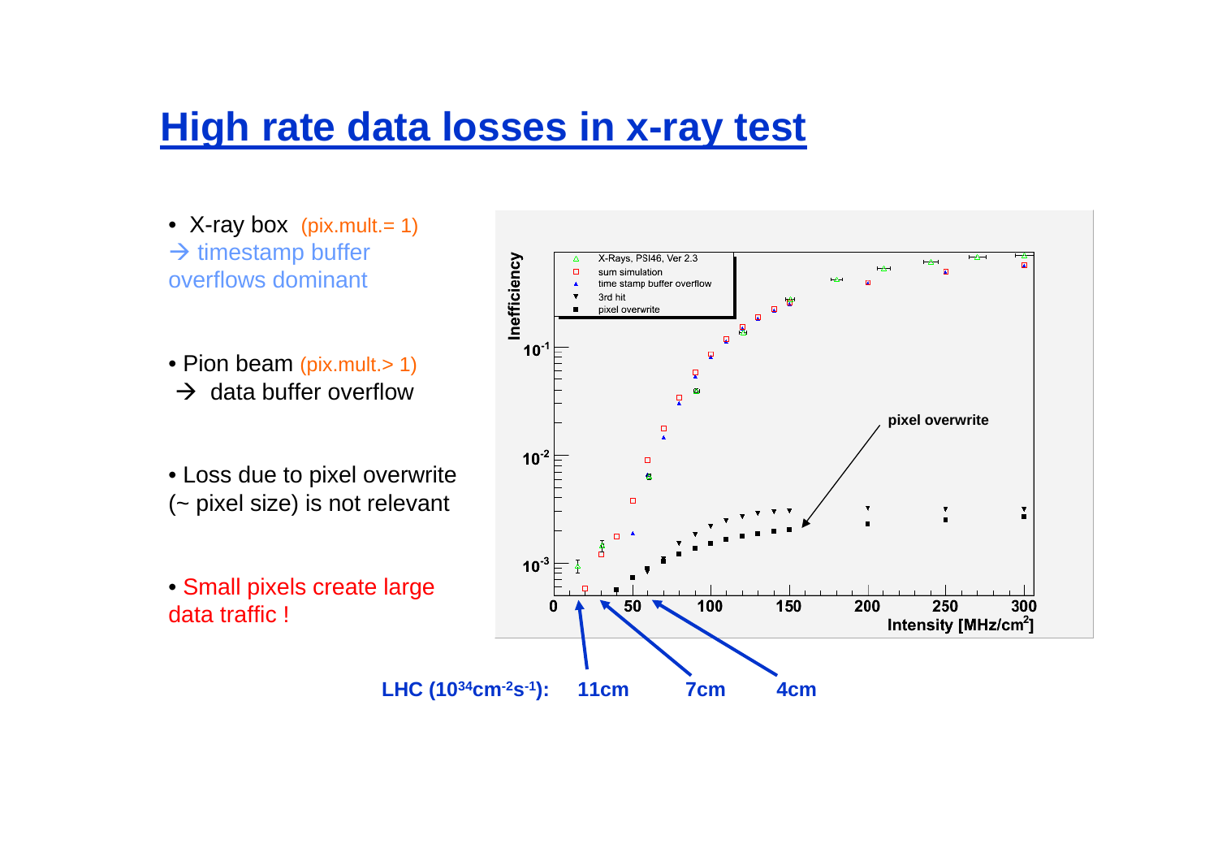# High rate data losses in x-ray test

- X-ray box (pix.mult.= 1)
  → timestamp buffer overflows dominant

- Pion beam (pix.mult.> 1)
  → data buffer overflow

- Loss due to pixel overwrite (~ pixel size) is not relevant

- Small pixels create large data traffic !

LHC ($10^{34}$cm$^{-2}$s$^{-1}$): 11cm 7cm 4cm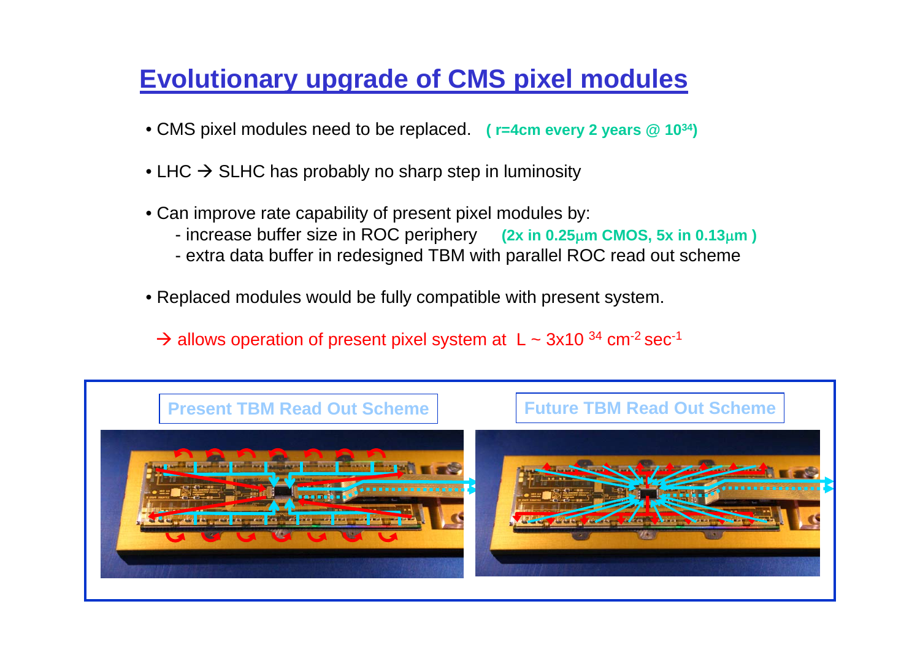# Evolutionary upgrade of CMS pixel modules

- CMS pixel modules need to be replaced. **( r=4cm every 2 years @ $10^{34}$)**
- LHC → SLHC has probably no sharp step in luminosity
- Can improve rate capability of present pixel modules by:
  - increase buffer size in ROC periphery **(2x in 0.25μm CMOS, 5x in 0.13μm )**
  - extra data buffer in redesigned TBM with parallel ROC read out scheme
- Replaced modules would be fully compatible with present system.

→ allows operation of present pixel system at L ~ $3 \times 10^{34}$ $cm^{-2}$ $sec^{-1}$

**Present TBM Read Out Scheme**

**Future TBM Read Out Scheme**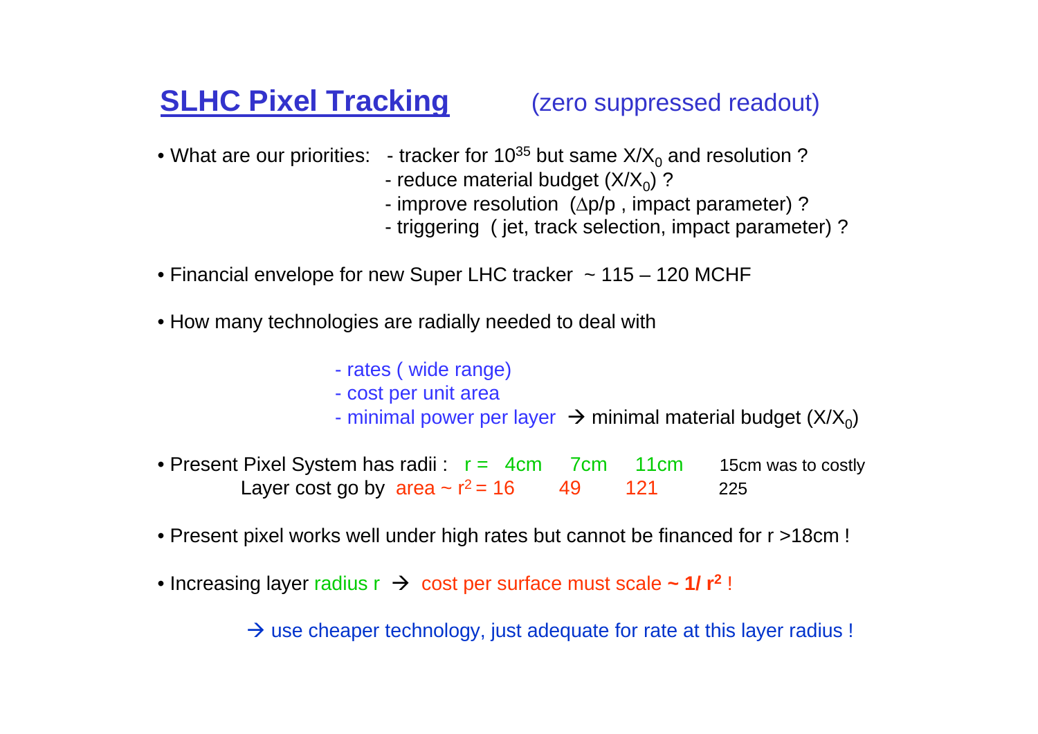## SLHC Pixel Tracking (zero suppressed readout)

- What are our priorities:
  - tracker for $10^{35}$ but same $X/X_0$ and resolution ?
  - reduce material budget ($X/X_0$) ?
  - improve resolution ($\Delta p/p$ , impact parameter) ?
  - triggering ( jet, track selection, impact parameter) ?

- Financial envelope for new Super LHC tracker ~ 115 – 120 MCHF

- How many technologies are radially needed to deal with
  - rates ( wide range)
  - cost per unit area
  - minimal power per layer → minimal material budget ($X/X_0$)

- Present Pixel System has radii : r = 4cm 7cm 11cm 15cm was to costly
  Layer cost go by area ~ $r^2$ = 16 49 121 225

- Present pixel works well under high rates but cannot be financed for r >18cm !

- Increasing layer radius r → cost per surface must scale **~ $1/r^2$** !

  → use cheaper technology, just adequate for rate at this layer radius !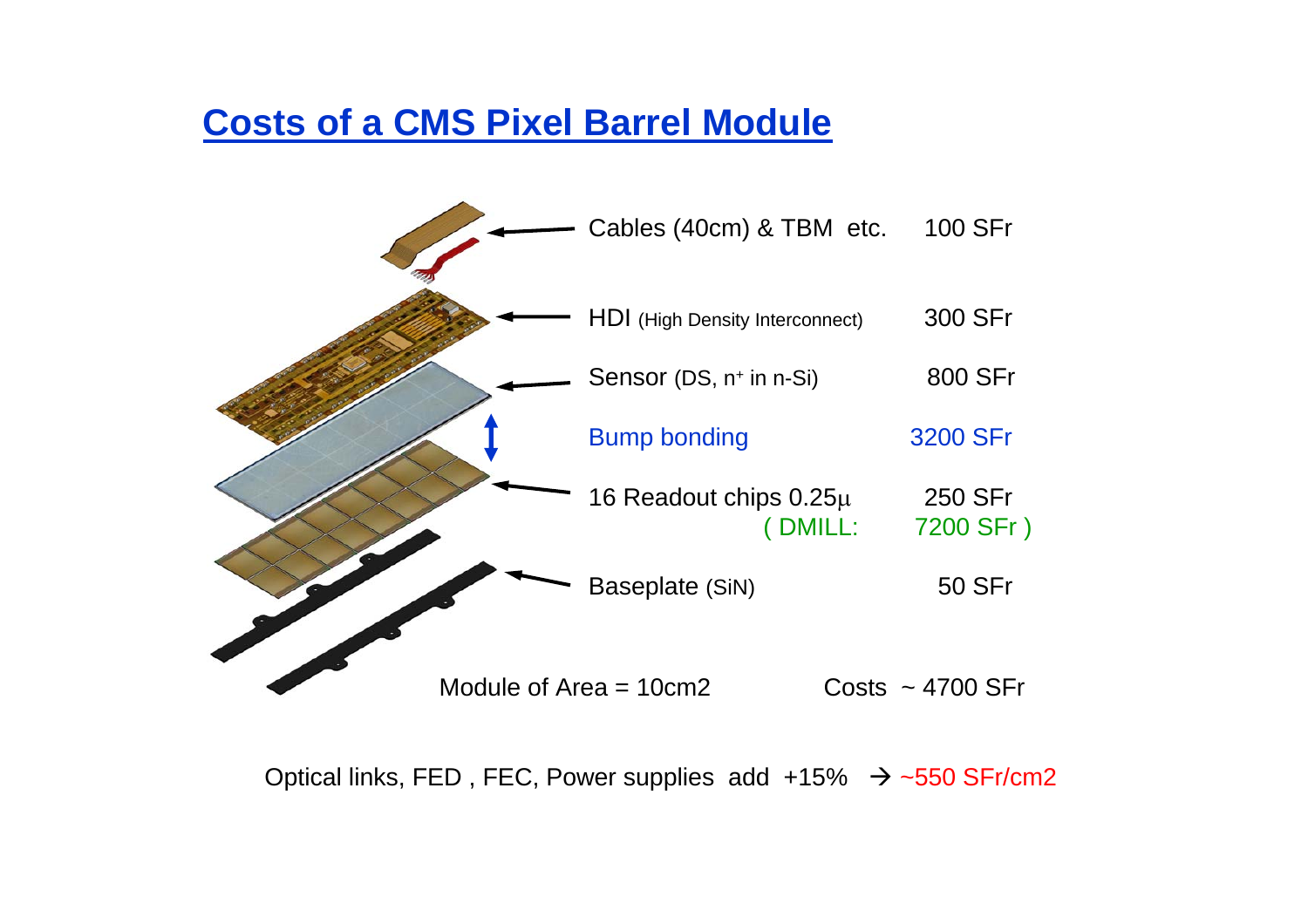# Costs of a CMS Pixel Barrel Module

| Component | Cost |
| --- | --- |
| Cables (40cm) & TBM etc. | 100 SFr |
| HDI (High Density Interconnect) | 300 SFr |
| Sensor (DS, $n^+$ in n-Si) | 800 SFr |
| Bump bonding | 3200 SFr |
| 16 Readout chips 0.25$\mu$ | 250 SFr |
| ( DMILL: | 7200 SFr ) |
| Baseplate (SiN) | 50 SFr |

Module of Area = 10cm2 Costs ~ 4700 SFr

Optical links, FED , FEC, Power supplies add +15% → ~550 SFr/cm2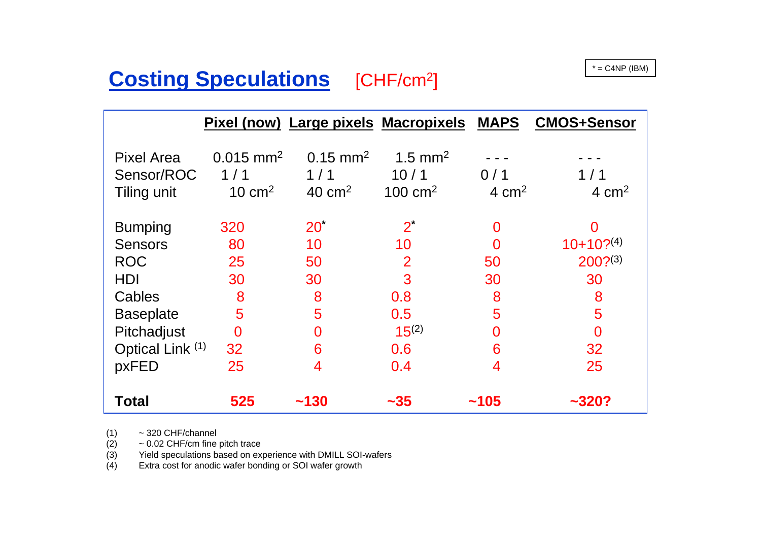# Costing Speculations [CHF/cm²]

* = C4NP (IBM)

| | Pixel (now) | Large pixels | Macropixels | MAPS | CMOS+Sensor |
|---|---|---|---|---|---|
| Pixel Area | 0.015 mm² | 0.15 mm² | 1.5 mm² | - - - | - - - |
| Sensor/ROC | 1 / 1 | 1 / 1 | 10 / 1 | 0 / 1 | 1 / 1 |
| Tiling unit | 10 cm² | 40 cm² | 100 cm² | 4 cm² | 4 cm² |
| Bumping | 320 | 20* | 2* | 0 | 0 |
| Sensors | 80 | 10 | 10 | 0 | 10+10?(4) |
| ROC | 25 | 50 | 2 | 50 | 200?(3) |
| HDI | 30 | 30 | 3 | 30 | 30 |
| Cables | 8 | 8 | 0.8 | 8 | 8 |
| Baseplate | 5 | 5 | 0.5 | 5 | 5 |
| Pitchadjust | 0 | 0 | 15(2) | 0 | 0 |
| Optical Link (1) | 32 | 6 | 0.6 | 6 | 32 |
| pxFED | 25 | 4 | 0.4 | 4 | 25 |
| **Total** | **525** | **~130** | **~35** | **~105** | **~320?** |

(1) ~ 320 CHF/channel
(2) ~ 0.02 CHF/cm fine pitch trace
(3) Yield speculations based on experience with DMILL SOI-wafers
(4) Extra cost for anodic wafer bonding or SOI wafer growth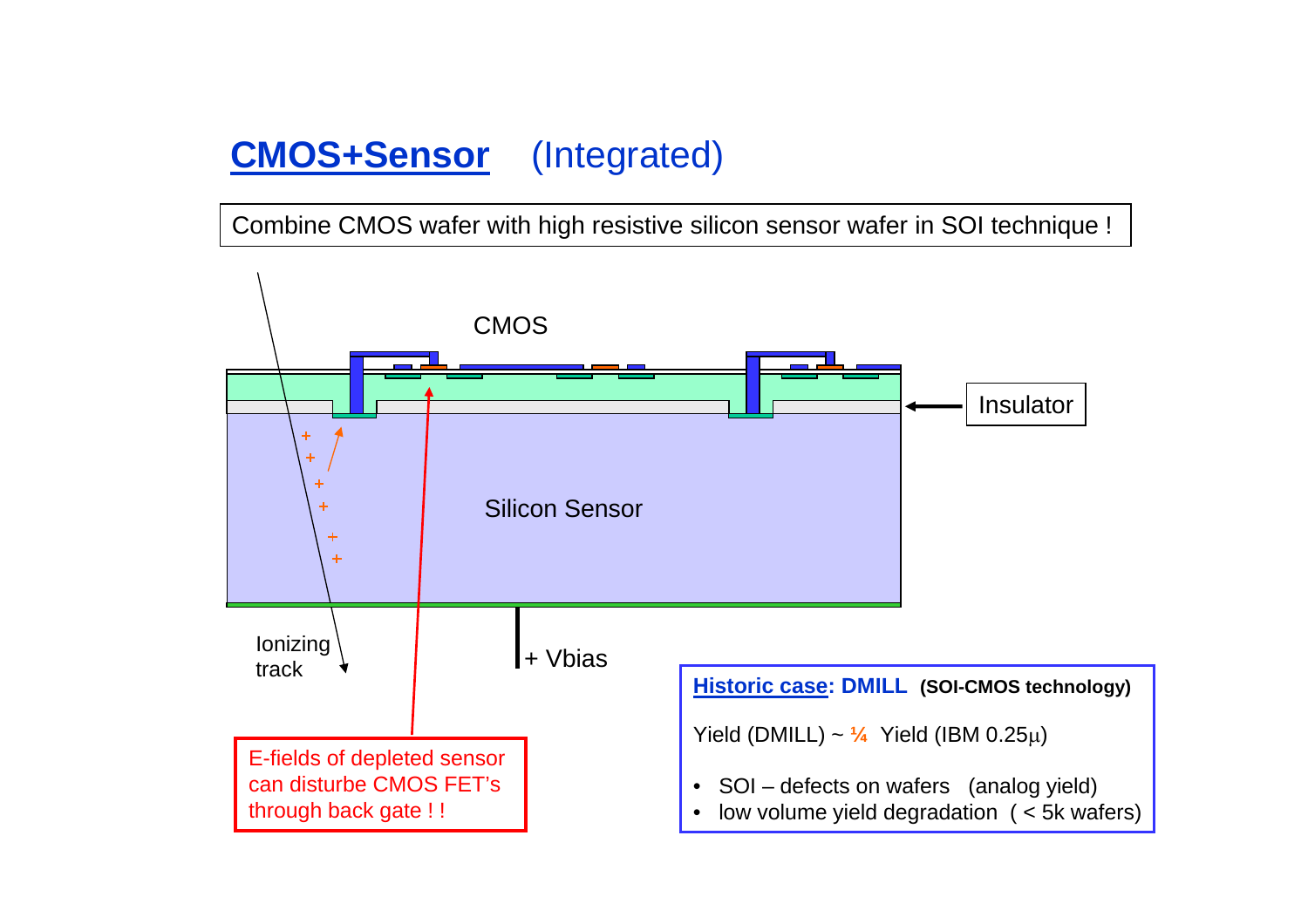# CMOS+Sensor (Integrated)

Combine CMOS wafer with high resistive silicon sensor wafer in SOI technique !

CMOS

Insulator

Silicon Sensor

Ionizing track

+ Vbias

E-fields of depleted sensor can disturb CMOS FET's through back gate ! !

**Historic case: DMILL** **(SOI-CMOS technology)**

Yield (DMILL) ~ ¼ Yield (IBM 0.25μ)

- SOI – defects on wafers (analog yield)
- low volume yield degradation ( < 5k wafers)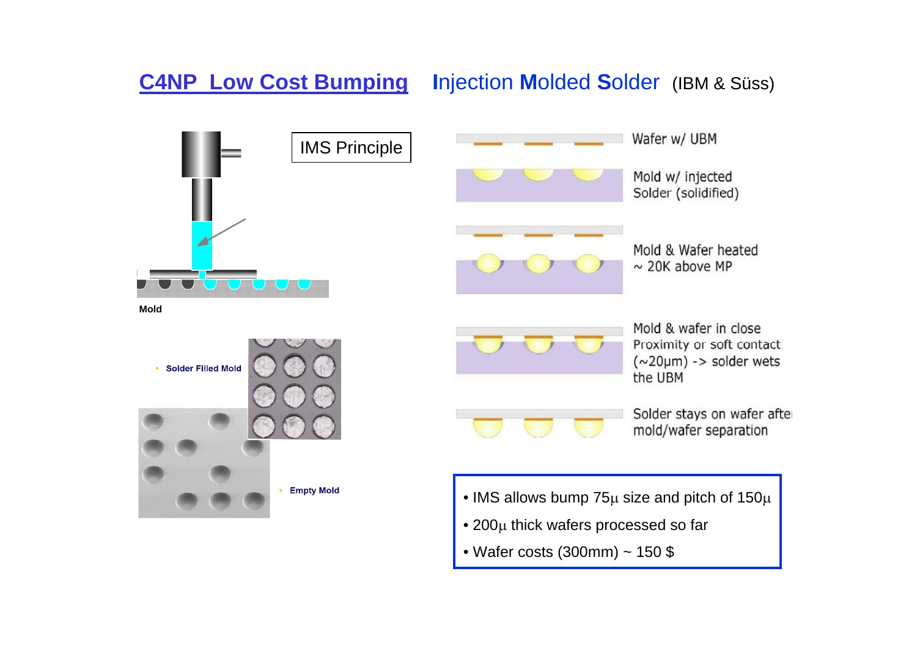# C4NP Low Cost Bumping — Injection Molded Solder (IBM & Süss)

IMS Principle

Mold

- Solder Filled Mold
- Empty Mold

Wafer w/ UBM

Mold w/ injected Solder (solidified)

Mold & Wafer heated ~ 20K above MP

Mold & wafer in close Proximity or soft contact (~20µm) -> solder wets the UBM

Solder stays on wafer after mold/wafer separation

- IMS allows bump 75µ size and pitch of 150µ
- 200µ thick wafers processed so far
- Wafer costs (300mm) ~ 150 $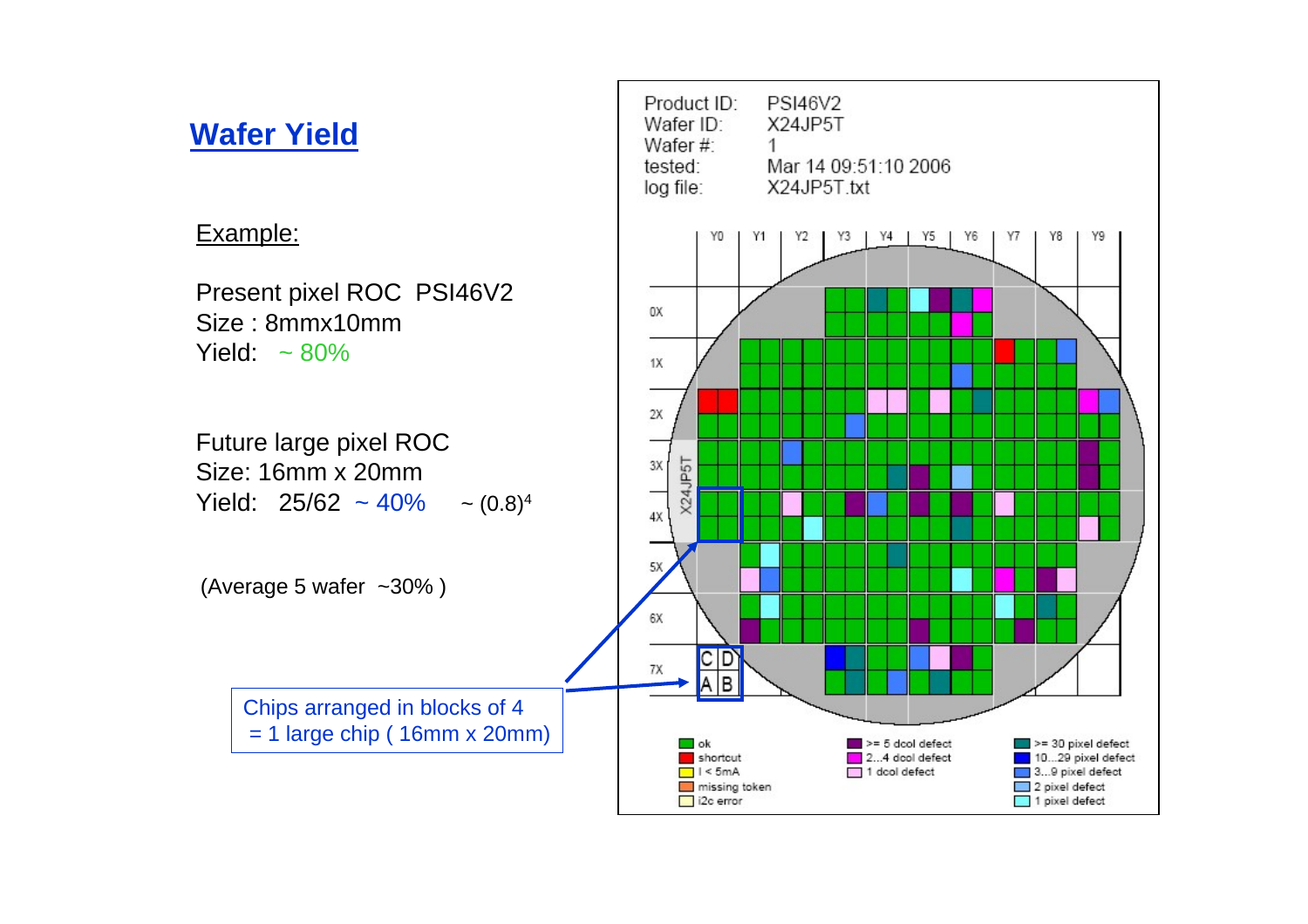# Wafer Yield

Example:

Present pixel ROC PSI46V2
Size : 8mmx10mm
Yield: ~ 80%

Future large pixel ROC
Size: 16mm x 20mm
Yield: 25/62 ~ 40% ~ $(0.8)^4$

(Average 5 wafer ~30% )

Chips arranged in blocks of 4
= 1 large chip ( 16mm x 20mm)

Product ID: PSI46V2
Wafer ID: X24JP5T
Wafer #: 1
tested: Mar 14 09:51:10 2006
log file: X24JP5T.txt

Y0 Y1 Y2 Y3 Y4 Y5 Y6 Y7 Y8 Y9

0X 1X 2X 3X 4X 5X 6X 7X

X24JP5T

C D
A B

- ok
- shortcut
- I < 5mA
- missing token
- i2c error
- >= 5 dcol defect
- 2...4 dcol defect
- 1 dcol defect
- >= 30 pixel defect
- 10...29 pixel defect
- 3...9 pixel defect
- 2 pixel defect
- 1 pixel defect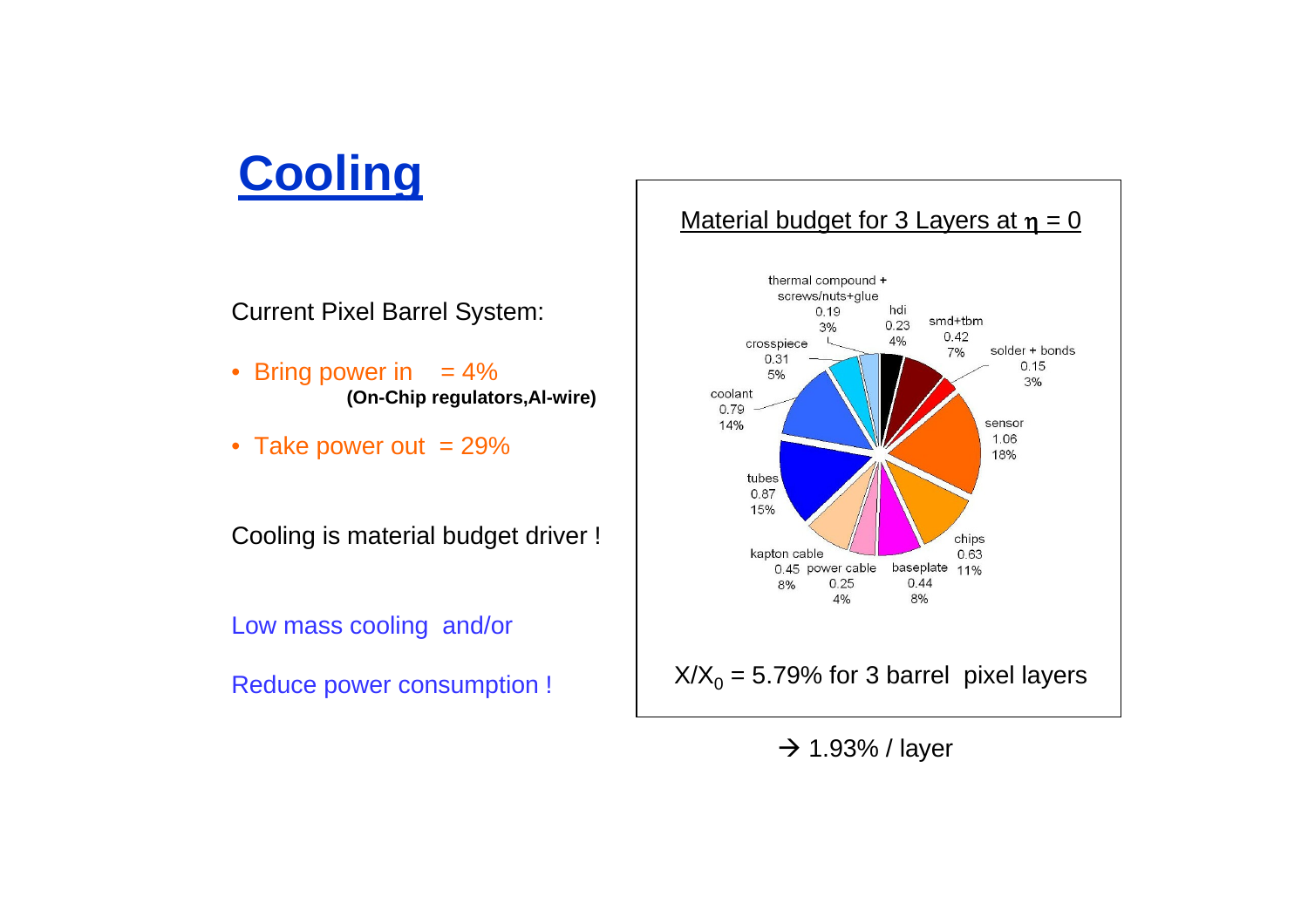# Cooling

Current Pixel Barrel System:

- Bring power in = 4%
  **(On-Chip regulators,Al-wire)**
- Take power out = 29%

Cooling is material budget driver !

Low mass cooling and/or

Reduce power consumption !

Material budget for 3 Layers at $\eta = 0$

| Component | Value | Fraction |
|---|---|---|
| thermal compound + screws/nuts+glue | 0.19 | 3% |
| hdi | 0.23 | 4% |
| smd+tbm | 0.42 | 7% |
| solder + bonds | 0.15 | 3% |
| sensor | 1.06 | 18% |
| chips | 0.63 | 11% |
| baseplate | 0.44 | 8% |
| power cable | 0.25 | 4% |
| kapton cable | 0.45 | 8% |
| tubes | 0.87 | 15% |
| coolant | 0.79 | 14% |
| crosspiece | 0.31 | 5% |

$X/X_0$ = 5.79% for 3 barrel pixel layers

→ 1.93% / layer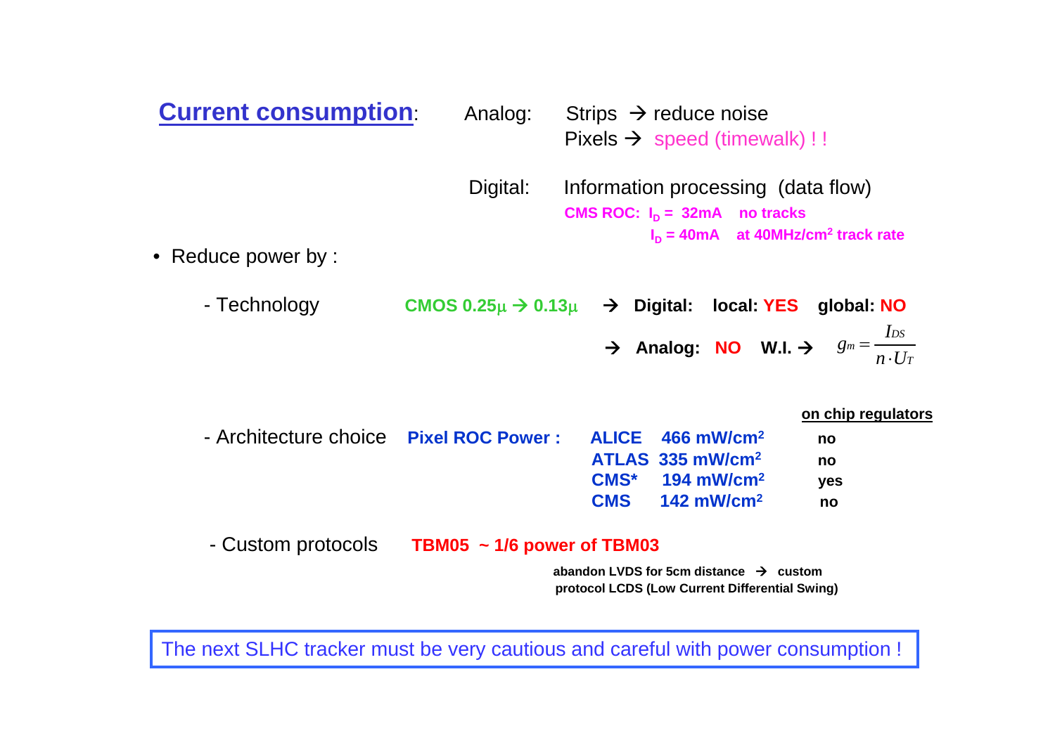## Current consumption:

Analog: Strips → reduce noise
Pixels → speed (timewalk) ! !

Digital: Information processing (data flow)

**CMS ROC: $I_D$ = 32mA no tracks**
**$I_D$ = 40mA at 40MHz/cm$^2$ track rate**

- Reduce power by :

  - Technology **CMOS 0.25µ → 0.13µ**
    - → **Digital: local: YES global: NO**
    - → **Analog: NO W.I. →** $g_m = \dfrac{I_{DS}}{n \cdot U_T}$

  - Architecture choice **Pixel ROC Power :**

| | | on chip regulators |
|---|---|---|
| **ALICE** | **466 mW/cm$^2$** | **no** |
| **ATLAS** | **335 mW/cm$^2$** | **no** |
| **CMS*** | **194 mW/cm$^2$** | **yes** |
| **CMS** | **142 mW/cm$^2$** | **no** |

  - Custom protocols **TBM05 ~ 1/6 power of TBM03**

    **abandon LVDS for 5cm distance → custom protocol LCDS (Low Current Differential Swing)**

The next SLHC tracker must be very cautious and careful with power consumption !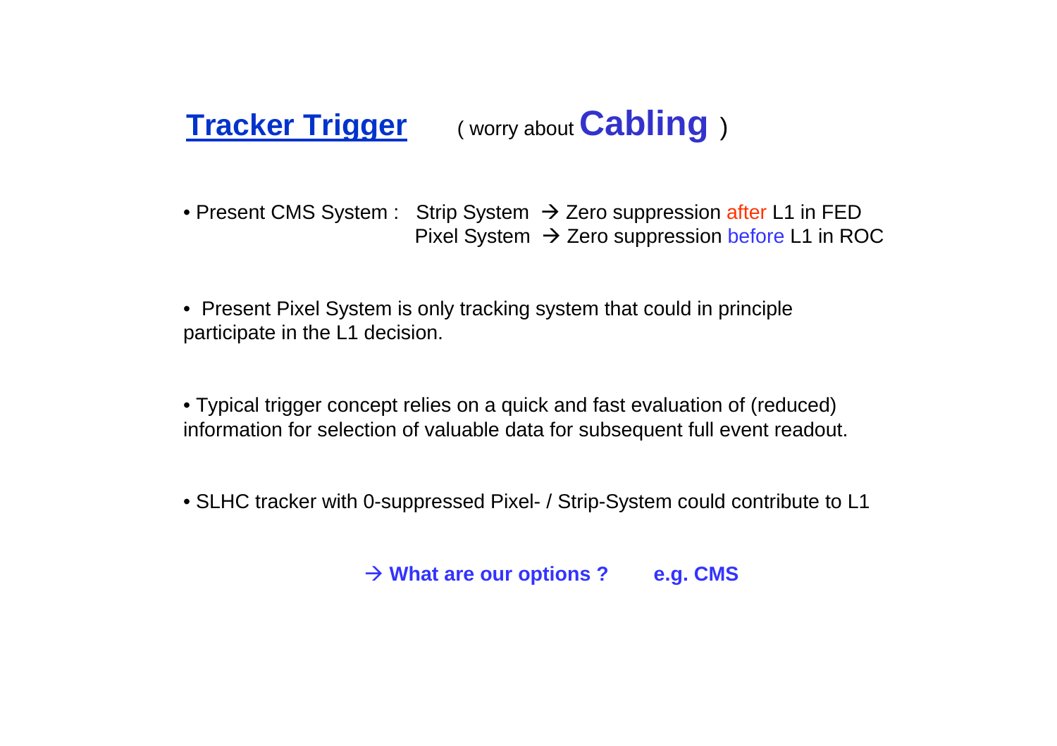## Tracker Trigger ( worry about **Cabling** )

- Present CMS System : Strip System → Zero suppression after L1 in FED
  Pixel System → Zero suppression before L1 in ROC

- Present Pixel System is only tracking system that could in principle participate in the L1 decision.

- Typical trigger concept relies on a quick and fast evaluation of (reduced) information for selection of valuable data for subsequent full event readout.

- SLHC tracker with 0-suppressed Pixel- / Strip-System could contribute to L1

**→ What are our options ? e.g. CMS**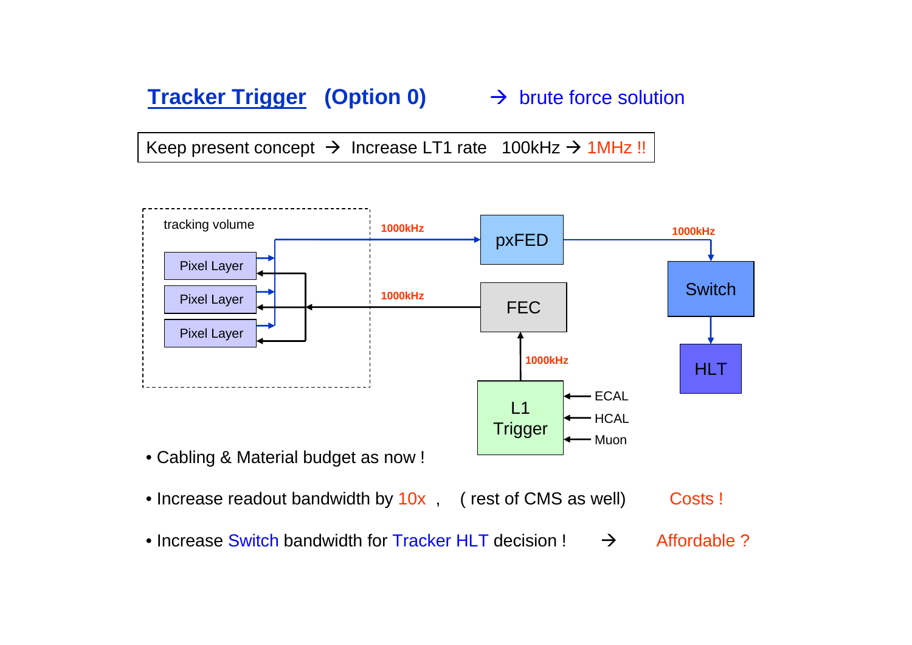# Tracker Trigger (Option 0) → brute force solution

Keep present concept → Increase LT1 rate 100kHz → 1MHz !!

tracking volume

Pixel Layer

Pixel Layer

Pixel Layer

1000kHz

pxFED

1000kHz

Switch

HLT

1000kHz

FEC

1000kHz

L1 Trigger

ECAL

HCAL

Muon

- Cabling & Material budget as now !
- Increase readout bandwidth by 10x , ( rest of CMS as well) Costs !
- Increase Switch bandwidth for Tracker HLT decision ! → Affordable ?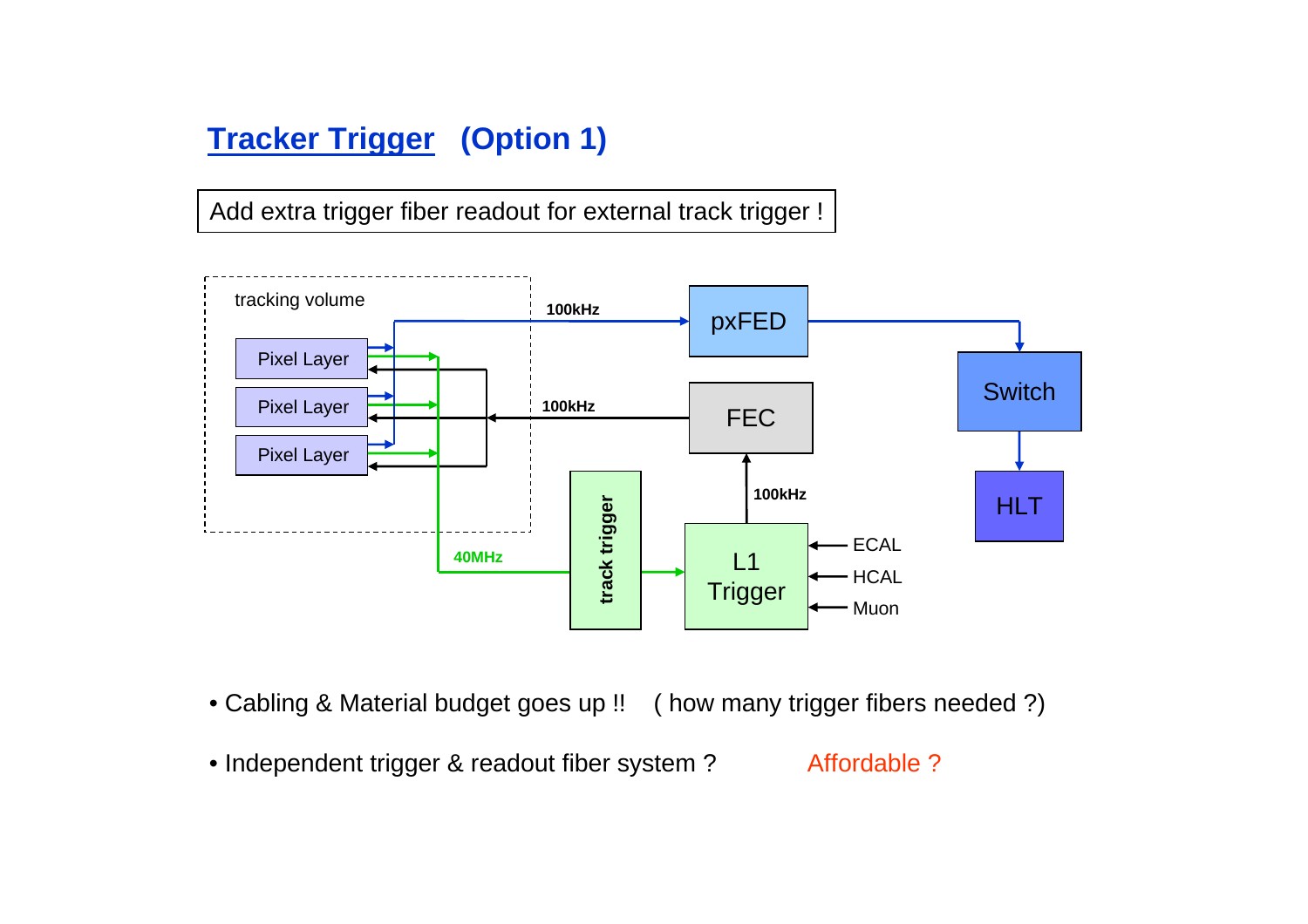# Tracker Trigger (Option 1)

Add extra trigger fiber readout for external track trigger !

tracking volume

Pixel Layer

Pixel Layer

Pixel Layer

100kHz

pxFED

100kHz

FEC

Switch

HLT

100kHz

40MHz

track trigger

L1 Trigger

ECAL

HCAL

Muon

- Cabling & Material budget goes up !! ( how many trigger fibers needed ?)
- Independent trigger & readout fiber system ? Affordable ?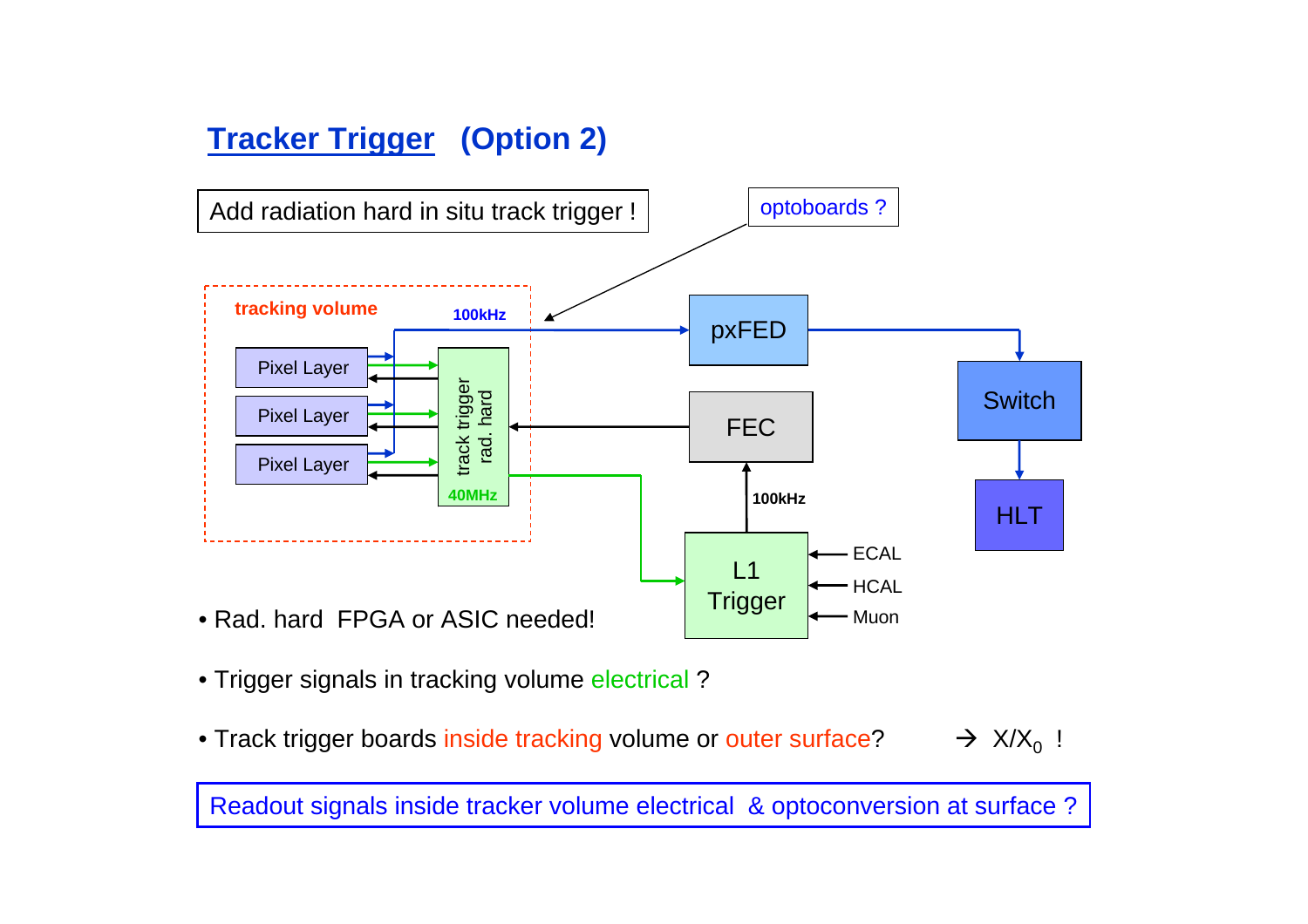# Tracker Trigger (Option 2)

Add radiation hard in situ track trigger !

optoboards ?

tracking volume

100kHz

Pixel Layer

Pixel Layer

Pixel Layer

track trigger rad. hard

40MHz

pxFED

FEC

100kHz

L1 Trigger

ECAL

HCAL

Muon

Switch

HLT

- Rad. hard FPGA or ASIC needed!
- Trigger signals in tracking volume electrical ?
- Track trigger boards inside tracking volume or outer surface? → $X/X_0$ !

Readout signals inside tracker volume electrical & optoconversion at surface ?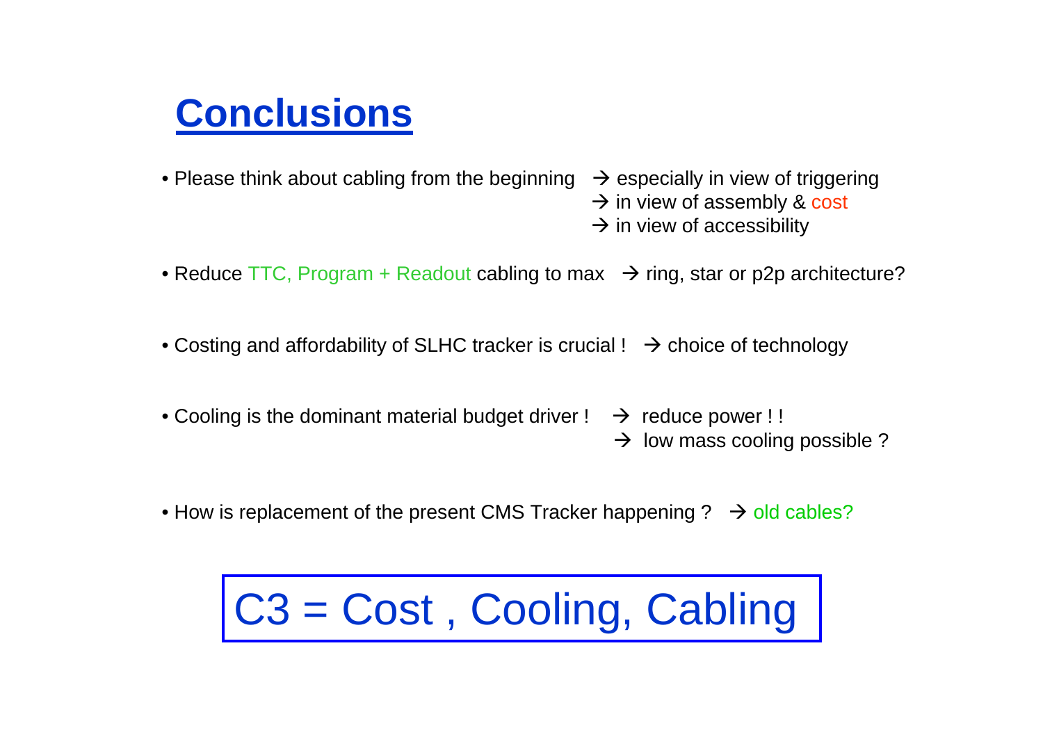# Conclusions

- Please think about cabling from the beginning → especially in view of triggering
  → in view of assembly & cost
  → in view of accessibility

- Reduce TTC, Program + Readout cabling to max → ring, star or p2p architecture?

- Costing and affordability of SLHC tracker is crucial ! → choice of technology

- Cooling is the dominant material budget driver ! → reduce power ! !
  → low mass cooling possible ?

- How is replacement of the present CMS Tracker happening ? → old cables?

**C3 = Cost , Cooling, Cabling**